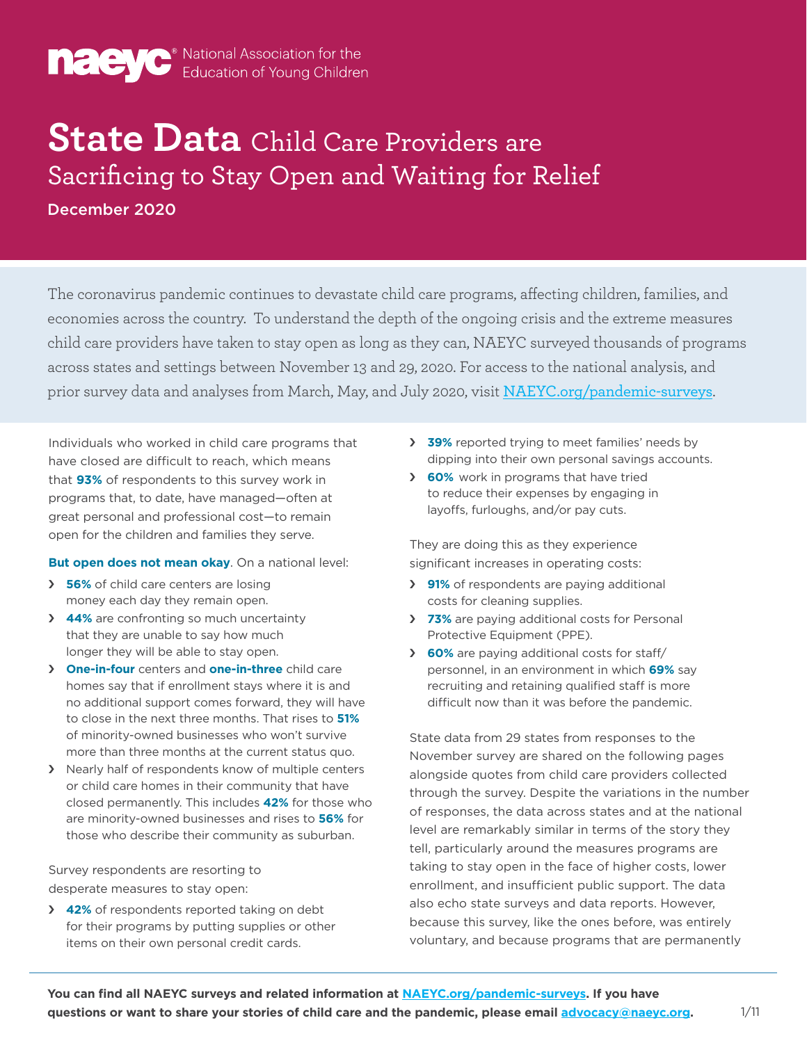naeyc® National Association for the Education of Young Children

# State Data Child Care Providers are Sacrificing to Stay Open and Waiting for Relief

**December 2020**

The coronavirus pandemic continues to devastate child care programs, affecting children, families, and economies across the country. To understand the depth of the ongoing crisis and the extreme measures child care providers have taken to stay open as long as they can, NAEYC surveyed thousands of programs across states and settings between November 13 and 29, 2020. For access to the national analysis, and prior survey data and analyses from March, May, and July 2020, visit [NAEYC.org/pandemic-surveys](NAEYC.org/pandemic-surveys).

Individuals who worked in child care programs that have closed are difficult to reach, which means that **93%** of respondents to this survey work in programs that, to date, have managed—often at great personal and professional cost—to remain open for the children and families they serve.

**But open does not mean okay**. On a national level:

- **56%** of child care centers are losing money each day they remain open.
- **44%** are confronting so much uncertainty that they are unable to say how much longer they will be able to stay open.
- **One-in-four** centers and **one-in-three** child care homes say that if enrollment stays where it is and no additional support comes forward, they will have to close in the next three months. That rises to **51%** of minority-owned businesses who won't survive more than three months at the current status quo.
- Nearly half of respondents know of multiple centers or child care homes in their community that have closed permanently. This includes **42%** for those who are minority-owned businesses and rises to **56%** for those who describe their community as suburban.

Survey respondents are resorting to desperate measures to stay open:

- **42%** of respondents reported taking on debt for their programs by putting supplies or other items on their own personal credit cards.
- **39%** reported trying to meet families' needs by dipping into their own personal savings accounts.
- **60%** work in programs that have tried to reduce their expenses by engaging in layoffs, furloughs, and/or pay cuts.

They are doing this as they experience significant increases in operating costs:

- **91%** of respondents are paying additional costs for cleaning supplies.
- **73%** are paying additional costs for Personal Protective Equipment (PPE).
- **60%** are paying additional costs for staff/personnel, in an environment in which **69%** say recruiting and retaining qualified staff is more difficult now than it was before the pandemic.

State data from 29 states from responses to the November survey are shared on the following pages alongside quotes from child care providers collected through the survey. Despite the variations in the number of responses, the data across states and at the national level are remarkably similar in terms of the story they tell, particularly around the measures programs are taking to stay open in the face of higher costs, lower enrollment, and insufficient public support. The data also echo state surveys and data reports. However, because this survey, like the ones before, was entirely voluntary, and because programs that are permanently

**You can find all NAEYC surveys and related information at [NAEYC.org/pandemic-surveys](NAEYC.org/pandemic-surveys). If you have questions or want to share your stories of child care and the pandemic, please email [advocacy@naeyc.org](mailto:advocacy@naeyc.org).**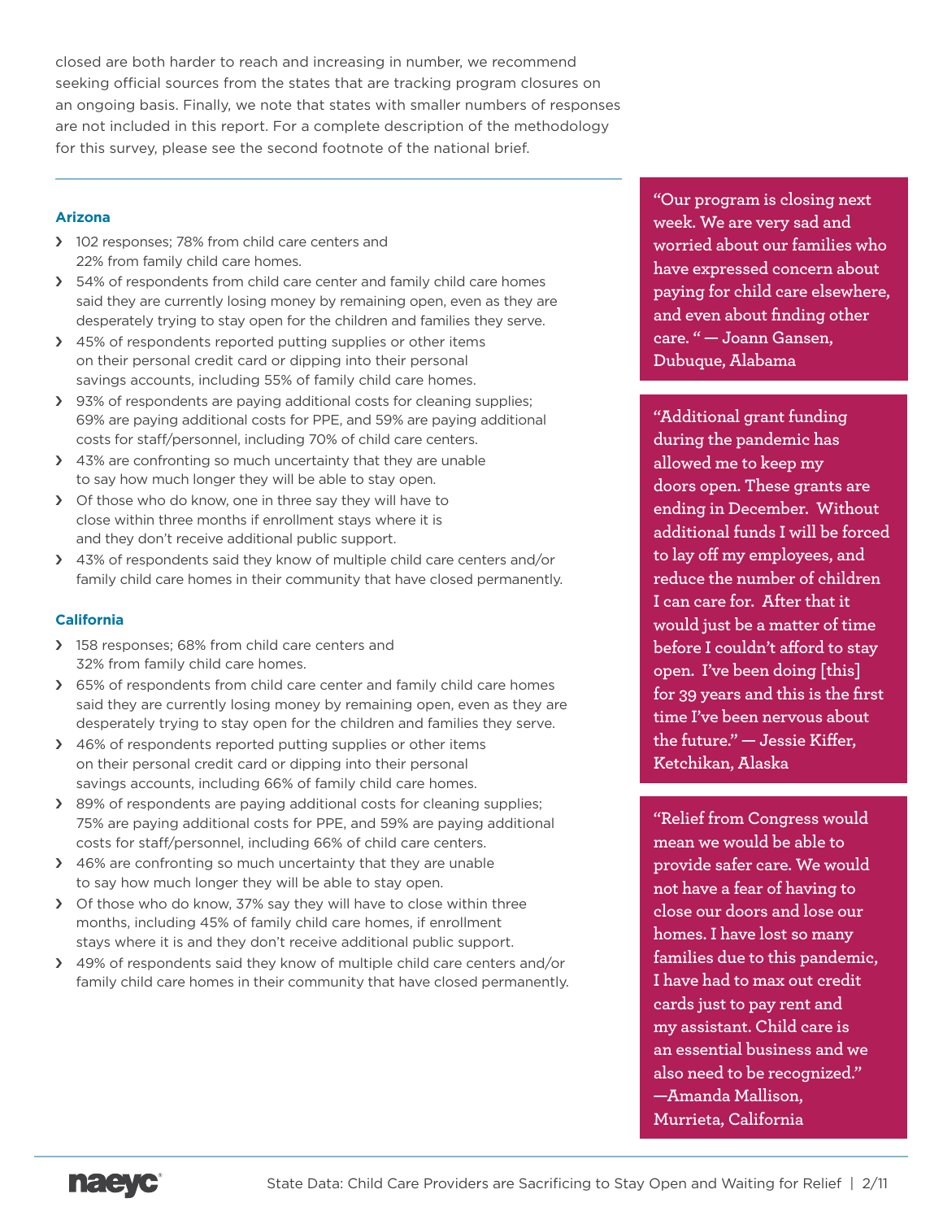closed are both harder to reach and increasing in number, we recommend seeking official sources from the states that are tracking program closures on an ongoing basis. Finally, we note that states with smaller numbers of responses are not included in this report. For a complete description of the methodology for this survey, please see the second footnote of the national brief.

### Arizona

- 102 responses; 78% from child care centers and 22% from family child care homes.
- 54% of respondents from child care center and family child care homes said they are currently losing money by remaining open, even as they are desperately trying to stay open for the children and families they serve.
- 45% of respondents reported putting supplies or other items on their personal credit card or dipping into their personal savings accounts, including 55% of family child care homes.
- 93% of respondents are paying additional costs for cleaning supplies; 69% are paying additional costs for PPE, and 59% are paying additional costs for staff/personnel, including 70% of child care centers.
- 43% are confronting so much uncertainty that they are unable to say how much longer they will be able to stay open.
- Of those who do know, one in three say they will have to close within three months if enrollment stays where it is and they don't receive additional public support.
- 43% of respondents said they know of multiple child care centers and/or family child care homes in their community that have closed permanently.

### California

- 158 responses; 68% from child care centers and 32% from family child care homes.
- 65% of respondents from child care center and family child care homes said they are currently losing money by remaining open, even as they are desperately trying to stay open for the children and families they serve.
- 46% of respondents reported putting supplies or other items on their personal credit card or dipping into their personal savings accounts, including 66% of family child care homes.
- 89% of respondents are paying additional costs for cleaning supplies; 75% are paying additional costs for PPE, and 59% are paying additional costs for staff/personnel, including 66% of child care centers.
- 46% are confronting so much uncertainty that they are unable to say how much longer they will be able to stay open.
- Of those who do know, 37% say they will have to close within three months, including 45% of family child care homes, if enrollment stays where it is and they don't receive additional public support.
- 49% of respondents said they know of multiple child care centers and/or family child care homes in their community that have closed permanently.

> "Our program is closing next week. We are very sad and worried about our families who have expressed concern about paying for child care elsewhere, and even about finding other care. " — Joann Gansen, Dubuque, Alabama

> "Additional grant funding during the pandemic has allowed me to keep my doors open. These grants are ending in December. Without additional funds I will be forced to lay off my employees, and reduce the number of children I can care for. After that it would just be a matter of time before I couldn't afford to stay open. I've been doing [this] for 39 years and this is the first time I've been nervous about the future." — Jessie Kiffer, Ketchikan, Alaska

> "Relief from Congress would mean we would be able to provide safer care. We would not have a fear of having to close our doors and lose our homes. I have lost so many families due to this pandemic, I have had to max out credit cards just to pay rent and my assistant. Child care is an essential business and we also need to be recognized." —Amanda Mallison, Murrieta, California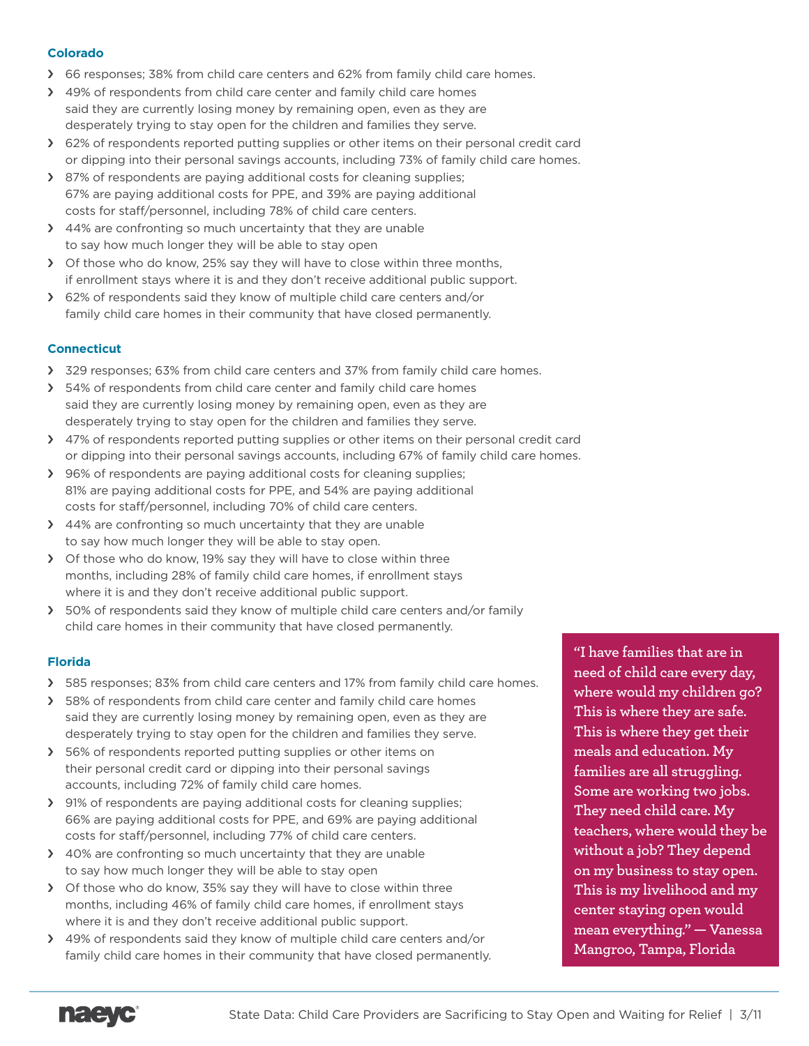### Colorado

- 66 responses; 38% from child care centers and 62% from family child care homes.
- 49% of respondents from child care center and family child care homes said they are currently losing money by remaining open, even as they are desperately trying to stay open for the children and families they serve.
- 62% of respondents reported putting supplies or other items on their personal credit card or dipping into their personal savings accounts, including 73% of family child care homes.
- 87% of respondents are paying additional costs for cleaning supplies; 67% are paying additional costs for PPE, and 39% are paying additional costs for staff/personnel, including 78% of child care centers.
- 44% are confronting so much uncertainty that they are unable to say how much longer they will be able to stay open
- Of those who do know, 25% say they will have to close within three months, if enrollment stays where it is and they don't receive additional public support.
- 62% of respondents said they know of multiple child care centers and/or family child care homes in their community that have closed permanently.

### Connecticut

- 329 responses; 63% from child care centers and 37% from family child care homes.
- 54% of respondents from child care center and family child care homes said they are currently losing money by remaining open, even as they are desperately trying to stay open for the children and families they serve.
- 47% of respondents reported putting supplies or other items on their personal credit card or dipping into their personal savings accounts, including 67% of family child care homes.
- 96% of respondents are paying additional costs for cleaning supplies; 81% are paying additional costs for PPE, and 54% are paying additional costs for staff/personnel, including 70% of child care centers.
- 44% are confronting so much uncertainty that they are unable to say how much longer they will be able to stay open.
- Of those who do know, 19% say they will have to close within three months, including 28% of family child care homes, if enrollment stays where it is and they don't receive additional public support.
- 50% of respondents said they know of multiple child care centers and/or family child care homes in their community that have closed permanently.

### Florida

- 585 responses; 83% from child care centers and 17% from family child care homes.
- 58% of respondents from child care center and family child care homes said they are currently losing money by remaining open, even as they are desperately trying to stay open for the children and families they serve.
- 56% of respondents reported putting supplies or other items on their personal credit card or dipping into their personal savings accounts, including 72% of family child care homes.
- 91% of respondents are paying additional costs for cleaning supplies; 66% are paying additional costs for PPE, and 69% are paying additional costs for staff/personnel, including 77% of child care centers.
- 40% are confronting so much uncertainty that they are unable to say how much longer they will be able to stay open
- Of those who do know, 35% say they will have to close within three months, including 46% of family child care homes, if enrollment stays where it is and they don't receive additional public support.
- 49% of respondents said they know of multiple child care centers and/or family child care homes in their community that have closed permanently.

> **"I have families that are in need of child care every day, where would my children go? This is where they are safe. This is where they get their meals and education. My families are all struggling. Some are working two jobs. They need child care. My teachers, where would they be without a job? They depend on my business to stay open. This is my livelihood and my center staying open would mean everything." — Vanessa Mangroo, Tampa, Florida**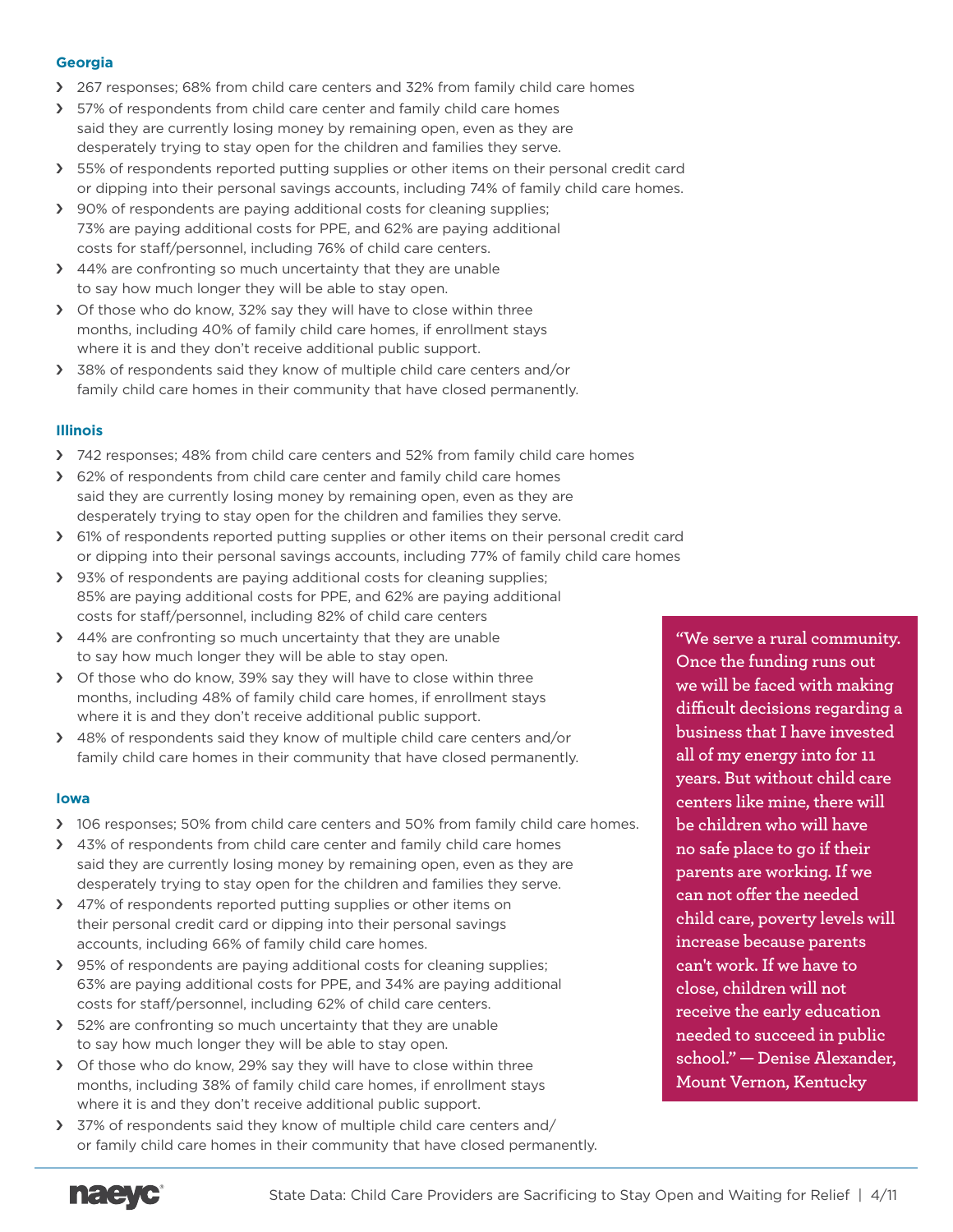### Georgia

- 267 responses; 68% from child care centers and 32% from family child care homes
- 57% of respondents from child care center and family child care homes said they are currently losing money by remaining open, even as they are desperately trying to stay open for the children and families they serve.
- 55% of respondents reported putting supplies or other items on their personal credit card or dipping into their personal savings accounts, including 74% of family child care homes.
- 90% of respondents are paying additional costs for cleaning supplies; 73% are paying additional costs for PPE, and 62% are paying additional costs for staff/personnel, including 76% of child care centers.
- 44% are confronting so much uncertainty that they are unable to say how much longer they will be able to stay open.
- Of those who do know, 32% say they will have to close within three months, including 40% of family child care homes, if enrollment stays where it is and they don't receive additional public support.
- 38% of respondents said they know of multiple child care centers and/or family child care homes in their community that have closed permanently.

### Illinois

- 742 responses; 48% from child care centers and 52% from family child care homes
- 62% of respondents from child care center and family child care homes said they are currently losing money by remaining open, even as they are desperately trying to stay open for the children and families they serve.
- 61% of respondents reported putting supplies or other items on their personal credit card or dipping into their personal savings accounts, including 77% of family child care homes
- 93% of respondents are paying additional costs for cleaning supplies; 85% are paying additional costs for PPE, and 62% are paying additional costs for staff/personnel, including 82% of child care centers
- 44% are confronting so much uncertainty that they are unable to say how much longer they will be able to stay open.
- Of those who do know, 39% say they will have to close within three months, including 48% of family child care homes, if enrollment stays where it is and they don't receive additional public support.
- 48% of respondents said they know of multiple child care centers and/or family child care homes in their community that have closed permanently.

### Iowa

- 106 responses; 50% from child care centers and 50% from family child care homes.
- 43% of respondents from child care center and family child care homes said they are currently losing money by remaining open, even as they are desperately trying to stay open for the children and families they serve.
- 47% of respondents reported putting supplies or other items on their personal credit card or dipping into their personal savings accounts, including 66% of family child care homes.
- 95% of respondents are paying additional costs for cleaning supplies; 63% are paying additional costs for PPE, and 34% are paying additional costs for staff/personnel, including 62% of child care centers.
- 52% are confronting so much uncertainty that they are unable to say how much longer they will be able to stay open.
- Of those who do know, 29% say they will have to close within three months, including 38% of family child care homes, if enrollment stays where it is and they don't receive additional public support.
- 37% of respondents said they know of multiple child care centers and/or family child care homes in their community that have closed permanently.

> **"We serve a rural community. Once the funding runs out we will be faced with making difficult decisions regarding a business that I have invested all of my energy into for 11 years. But without child care centers like mine, there will be children who will have no safe place to go if their parents are working. If we can not offer the needed child care, poverty levels will increase because parents can't work. If we have to close, children will not receive the early education needed to succeed in public school." — Denise Alexander, Mount Vernon, Kentucky**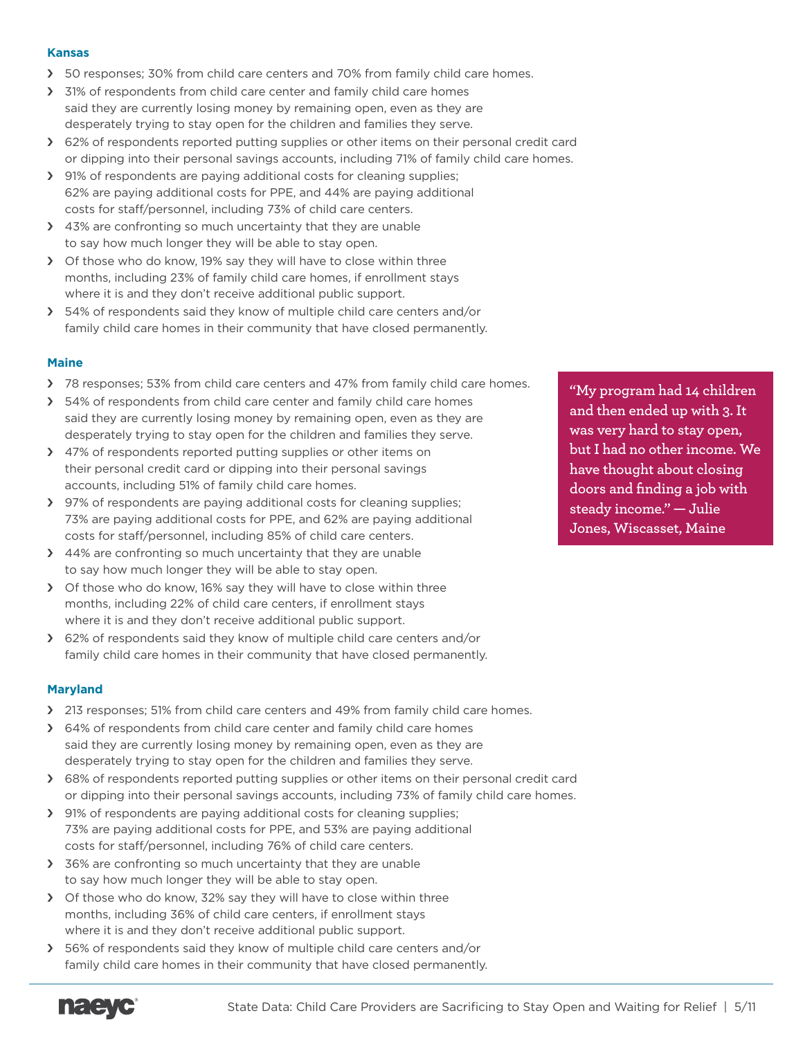### Kansas

- 50 responses; 30% from child care centers and 70% from family child care homes.
- 31% of respondents from child care center and family child care homes said they are currently losing money by remaining open, even as they are desperately trying to stay open for the children and families they serve.
- 62% of respondents reported putting supplies or other items on their personal credit card or dipping into their personal savings accounts, including 71% of family child care homes.
- 91% of respondents are paying additional costs for cleaning supplies; 62% are paying additional costs for PPE, and 44% are paying additional costs for staff/personnel, including 73% of child care centers.
- 43% are confronting so much uncertainty that they are unable to say how much longer they will be able to stay open.
- Of those who do know, 19% say they will have to close within three months, including 23% of family child care homes, if enrollment stays where it is and they don't receive additional public support.
- 54% of respondents said they know of multiple child care centers and/or family child care homes in their community that have closed permanently.

### Maine

- 78 responses; 53% from child care centers and 47% from family child care homes.
- 54% of respondents from child care center and family child care homes said they are currently losing money by remaining open, even as they are desperately trying to stay open for the children and families they serve.
- 47% of respondents reported putting supplies or other items on their personal credit card or dipping into their personal savings accounts, including 51% of family child care homes.
- 97% of respondents are paying additional costs for cleaning supplies; 73% are paying additional costs for PPE, and 62% are paying additional costs for staff/personnel, including 85% of child care centers.
- 44% are confronting so much uncertainty that they are unable to say how much longer they will be able to stay open.
- Of those who do know, 16% say they will have to close within three months, including 22% of child care centers, if enrollment stays where it is and they don't receive additional public support.
- 62% of respondents said they know of multiple child care centers and/or family child care homes in their community that have closed permanently.

> **"My program had 14 children and then ended up with 3. It was very hard to stay open, but I had no other income. We have thought about closing doors and finding a job with steady income." — Julie Jones, Wiscasset, Maine**

### Maryland

- 213 responses; 51% from child care centers and 49% from family child care homes.
- 64% of respondents from child care center and family child care homes said they are currently losing money by remaining open, even as they are desperately trying to stay open for the children and families they serve.
- 68% of respondents reported putting supplies or other items on their personal credit card or dipping into their personal savings accounts, including 73% of family child care homes.
- 91% of respondents are paying additional costs for cleaning supplies; 73% are paying additional costs for PPE, and 53% are paying additional costs for staff/personnel, including 76% of child care centers.
- 36% are confronting so much uncertainty that they are unable to say how much longer they will be able to stay open.
- Of those who do know, 32% say they will have to close within three months, including 36% of child care centers, if enrollment stays where it is and they don't receive additional public support.
- 56% of respondents said they know of multiple child care centers and/or family child care homes in their community that have closed permanently.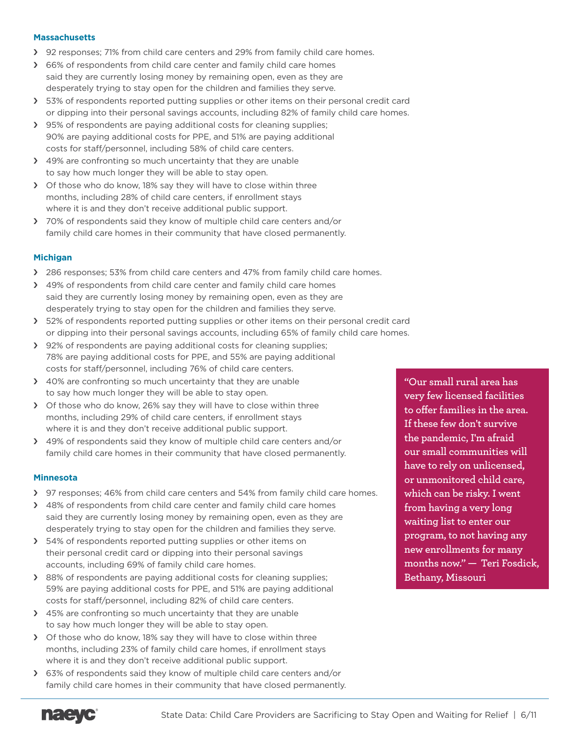### Massachusetts

- 92 responses; 71% from child care centers and 29% from family child care homes.
- 66% of respondents from child care center and family child care homes said they are currently losing money by remaining open, even as they are desperately trying to stay open for the children and families they serve.
- 53% of respondents reported putting supplies or other items on their personal credit card or dipping into their personal savings accounts, including 82% of family child care homes.
- 95% of respondents are paying additional costs for cleaning supplies; 90% are paying additional costs for PPE, and 51% are paying additional costs for staff/personnel, including 58% of child care centers.
- 49% are confronting so much uncertainty that they are unable to say how much longer they will be able to stay open.
- Of those who do know, 18% say they will have to close within three months, including 28% of child care centers, if enrollment stays where it is and they don't receive additional public support.
- 70% of respondents said they know of multiple child care centers and/or family child care homes in their community that have closed permanently.

### Michigan

- 286 responses; 53% from child care centers and 47% from family child care homes.
- 49% of respondents from child care center and family child care homes said they are currently losing money by remaining open, even as they are desperately trying to stay open for the children and families they serve.
- 52% of respondents reported putting supplies or other items on their personal credit card or dipping into their personal savings accounts, including 65% of family child care homes.
- 92% of respondents are paying additional costs for cleaning supplies; 78% are paying additional costs for PPE, and 55% are paying additional costs for staff/personnel, including 76% of child care centers.
- 40% are confronting so much uncertainty that they are unable to say how much longer they will be able to stay open.
- Of those who do know, 26% say they will have to close within three months, including 29% of child care centers, if enrollment stays where it is and they don't receive additional public support.
- 49% of respondents said they know of multiple child care centers and/or family child care homes in their community that have closed permanently.

### Minnesota

- 97 responses; 46% from child care centers and 54% from family child care homes.
- 48% of respondents from child care center and family child care homes said they are currently losing money by remaining open, even as they are desperately trying to stay open for the children and families they serve.
- 54% of respondents reported putting supplies or other items on their personal credit card or dipping into their personal savings accounts, including 69% of family child care homes.
- 88% of respondents are paying additional costs for cleaning supplies; 59% are paying additional costs for PPE, and 51% are paying additional costs for staff/personnel, including 82% of child care centers.
- 45% are confronting so much uncertainty that they are unable to say how much longer they will be able to stay open.
- Of those who do know, 18% say they will have to close within three months, including 23% of family child care homes, if enrollment stays where it is and they don't receive additional public support.
- 63% of respondents said they know of multiple child care centers and/or family child care homes in their community that have closed permanently.

> **"Our small rural area has very few licensed facilities to offer families in the area. If these few don't survive the pandemic, I'm afraid our small communities will have to rely on unlicensed, or unmonitored child care, which can be risky. I went from having a very long waiting list to enter our program, to not having any new enrollments for many months now." — Teri Fosdick, Bethany, Missouri**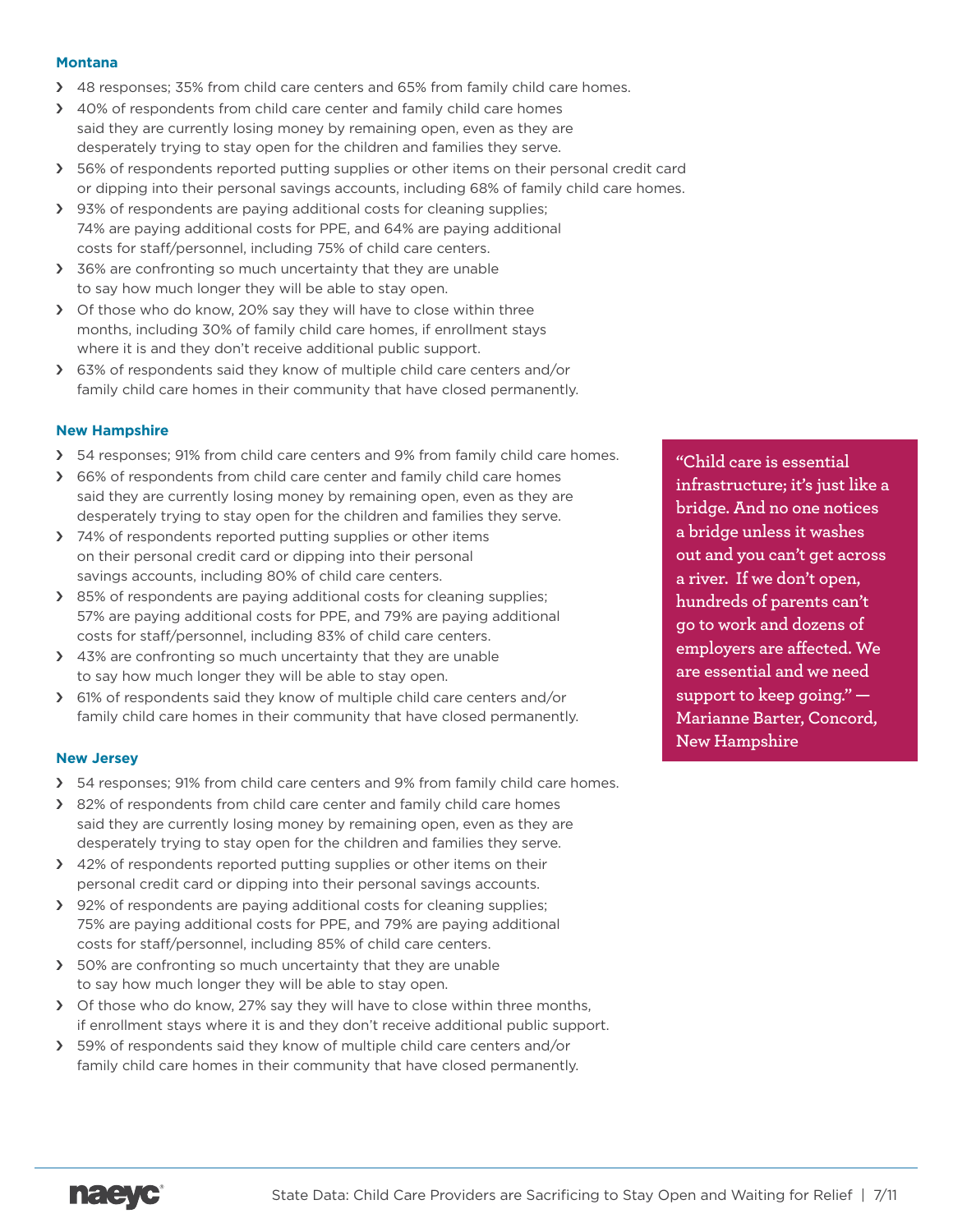### Montana

- 48 responses; 35% from child care centers and 65% from family child care homes.
- 40% of respondents from child care center and family child care homes said they are currently losing money by remaining open, even as they are desperately trying to stay open for the children and families they serve.
- 56% of respondents reported putting supplies or other items on their personal credit card or dipping into their personal savings accounts, including 68% of family child care homes.
- 93% of respondents are paying additional costs for cleaning supplies; 74% are paying additional costs for PPE, and 64% are paying additional costs for staff/personnel, including 75% of child care centers.
- 36% are confronting so much uncertainty that they are unable to say how much longer they will be able to stay open.
- Of those who do know, 20% say they will have to close within three months, including 30% of family child care homes, if enrollment stays where it is and they don't receive additional public support.
- 63% of respondents said they know of multiple child care centers and/or family child care homes in their community that have closed permanently.

### New Hampshire

- 54 responses; 91% from child care centers and 9% from family child care homes.
- 66% of respondents from child care center and family child care homes said they are currently losing money by remaining open, even as they are desperately trying to stay open for the children and families they serve.
- 74% of respondents reported putting supplies or other items on their personal credit card or dipping into their personal savings accounts, including 80% of child care centers.
- 85% of respondents are paying additional costs for cleaning supplies; 57% are paying additional costs for PPE, and 79% are paying additional costs for staff/personnel, including 83% of child care centers.
- 43% are confronting so much uncertainty that they are unable to say how much longer they will be able to stay open.
- 61% of respondents said they know of multiple child care centers and/or family child care homes in their community that have closed permanently.

> **"Child care is essential infrastructure; it's just like a bridge. And no one notices a bridge unless it washes out and you can't get across a river. If we don't open, hundreds of parents can't go to work and dozens of employers are affected. We are essential and we need support to keep going." — Marianne Barter, Concord, New Hampshire**

### New Jersey

- 54 responses; 91% from child care centers and 9% from family child care homes.
- 82% of respondents from child care center and family child care homes said they are currently losing money by remaining open, even as they are desperately trying to stay open for the children and families they serve.
- 42% of respondents reported putting supplies or other items on their personal credit card or dipping into their personal savings accounts.
- 92% of respondents are paying additional costs for cleaning supplies; 75% are paying additional costs for PPE, and 79% are paying additional costs for staff/personnel, including 85% of child care centers.
- 50% are confronting so much uncertainty that they are unable to say how much longer they will be able to stay open.
- Of those who do know, 27% say they will have to close within three months, if enrollment stays where it is and they don't receive additional public support.
- 59% of respondents said they know of multiple child care centers and/or family child care homes in their community that have closed permanently.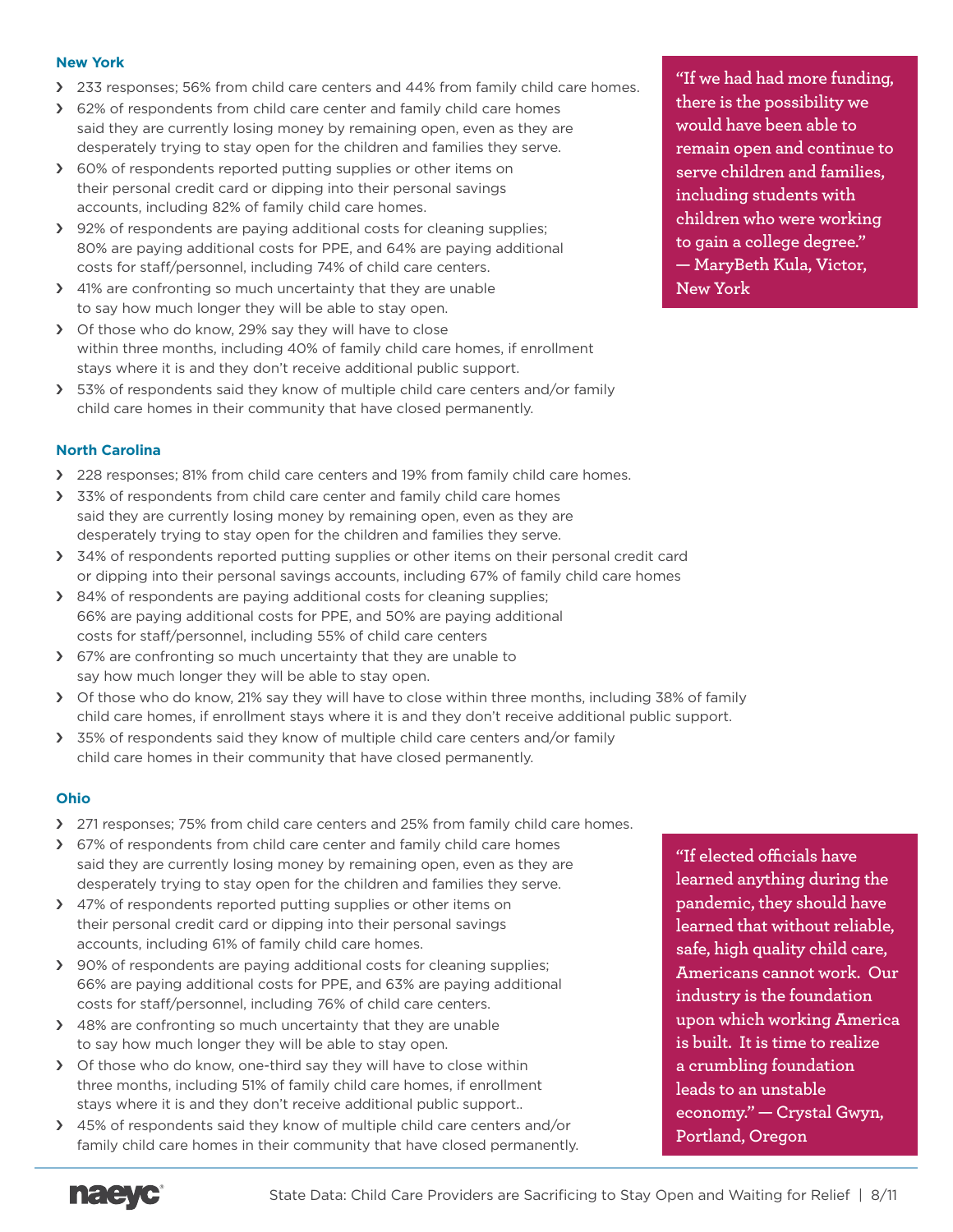### New York

- 233 responses; 56% from child care centers and 44% from family child care homes.
- 62% of respondents from child care center and family child care homes said they are currently losing money by remaining open, even as they are desperately trying to stay open for the children and families they serve.
- 60% of respondents reported putting supplies or other items on their personal credit card or dipping into their personal savings accounts, including 82% of family child care homes.
- 92% of respondents are paying additional costs for cleaning supplies; 80% are paying additional costs for PPE, and 64% are paying additional costs for staff/personnel, including 74% of child care centers.
- 41% are confronting so much uncertainty that they are unable to say how much longer they will be able to stay open.
- Of those who do know, 29% say they will have to close within three months, including 40% of family child care homes, if enrollment stays where it is and they don't receive additional public support.
- 53% of respondents said they know of multiple child care centers and/or family child care homes in their community that have closed permanently.

> "If we had had more funding, there is the possibility we would have been able to remain open and continue to serve children and families, including students with children who were working to gain a college degree." — MaryBeth Kula, Victor, New York

### North Carolina

- 228 responses; 81% from child care centers and 19% from family child care homes.
- 33% of respondents from child care center and family child care homes said they are currently losing money by remaining open, even as they are desperately trying to stay open for the children and families they serve.
- 34% of respondents reported putting supplies or other items on their personal credit card or dipping into their personal savings accounts, including 67% of family child care homes
- 84% of respondents are paying additional costs for cleaning supplies; 66% are paying additional costs for PPE, and 50% are paying additional costs for staff/personnel, including 55% of child care centers
- 67% are confronting so much uncertainty that they are unable to say how much longer they will be able to stay open.
- Of those who do know, 21% say they will have to close within three months, including 38% of family child care homes, if enrollment stays where it is and they don't receive additional public support.
- 35% of respondents said they know of multiple child care centers and/or family child care homes in their community that have closed permanently.

### Ohio

- 271 responses; 75% from child care centers and 25% from family child care homes.
- 67% of respondents from child care center and family child care homes said they are currently losing money by remaining open, even as they are desperately trying to stay open for the children and families they serve.
- 47% of respondents reported putting supplies or other items on their personal credit card or dipping into their personal savings accounts, including 61% of family child care homes.
- 90% of respondents are paying additional costs for cleaning supplies; 66% are paying additional costs for PPE, and 63% are paying additional costs for staff/personnel, including 76% of child care centers.
- 48% are confronting so much uncertainty that they are unable to say how much longer they will be able to stay open.
- Of those who do know, one-third say they will have to close within three months, including 51% of family child care homes, if enrollment stays where it is and they don't receive additional public support..
- 45% of respondents said they know of multiple child care centers and/or family child care homes in their community that have closed permanently.

> "If elected officials have learned anything during the pandemic, they should have learned that without reliable, safe, high quality child care, Americans cannot work. Our industry is the foundation upon which working America is built. It is time to realize a crumbling foundation leads to an unstable economy." — Crystal Gwyn, Portland, Oregon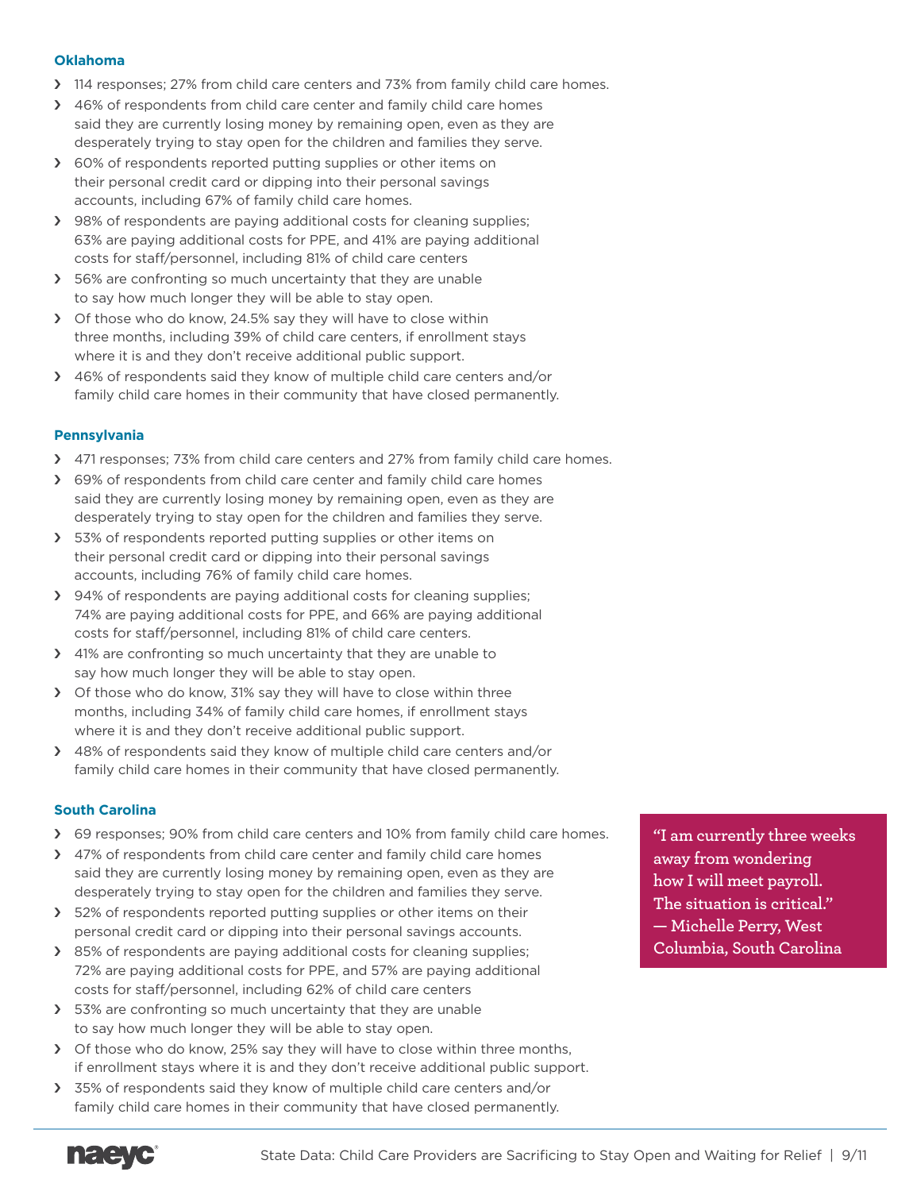### Oklahoma

- 114 responses; 27% from child care centers and 73% from family child care homes.
- 46% of respondents from child care center and family child care homes said they are currently losing money by remaining open, even as they are desperately trying to stay open for the children and families they serve.
- 60% of respondents reported putting supplies or other items on their personal credit card or dipping into their personal savings accounts, including 67% of family child care homes.
- 98% of respondents are paying additional costs for cleaning supplies; 63% are paying additional costs for PPE, and 41% are paying additional costs for staff/personnel, including 81% of child care centers
- 56% are confronting so much uncertainty that they are unable to say how much longer they will be able to stay open.
- Of those who do know, 24.5% say they will have to close within three months, including 39% of child care centers, if enrollment stays where it is and they don't receive additional public support.
- 46% of respondents said they know of multiple child care centers and/or family child care homes in their community that have closed permanently.

### Pennsylvania

- 471 responses; 73% from child care centers and 27% from family child care homes.
- 69% of respondents from child care center and family child care homes said they are currently losing money by remaining open, even as they are desperately trying to stay open for the children and families they serve.
- 53% of respondents reported putting supplies or other items on their personal credit card or dipping into their personal savings accounts, including 76% of family child care homes.
- 94% of respondents are paying additional costs for cleaning supplies; 74% are paying additional costs for PPE, and 66% are paying additional costs for staff/personnel, including 81% of child care centers.
- 41% are confronting so much uncertainty that they are unable to say how much longer they will be able to stay open.
- Of those who do know, 31% say they will have to close within three months, including 34% of family child care homes, if enrollment stays where it is and they don't receive additional public support.
- 48% of respondents said they know of multiple child care centers and/or family child care homes in their community that have closed permanently.

### South Carolina

- 69 responses; 90% from child care centers and 10% from family child care homes.
- 47% of respondents from child care center and family child care homes said they are currently losing money by remaining open, even as they are desperately trying to stay open for the children and families they serve.
- 52% of respondents reported putting supplies or other items on their personal credit card or dipping into their personal savings accounts.
- 85% of respondents are paying additional costs for cleaning supplies; 72% are paying additional costs for PPE, and 57% are paying additional costs for staff/personnel, including 62% of child care centers
- 53% are confronting so much uncertainty that they are unable to say how much longer they will be able to stay open.
- Of those who do know, 25% say they will have to close within three months, if enrollment stays where it is and they don't receive additional public support.
- 35% of respondents said they know of multiple child care centers and/or family child care homes in their community that have closed permanently.

> **"I am currently three weeks away from wondering how I will meet payroll. The situation is critical." — Michelle Perry, West Columbia, South Carolina**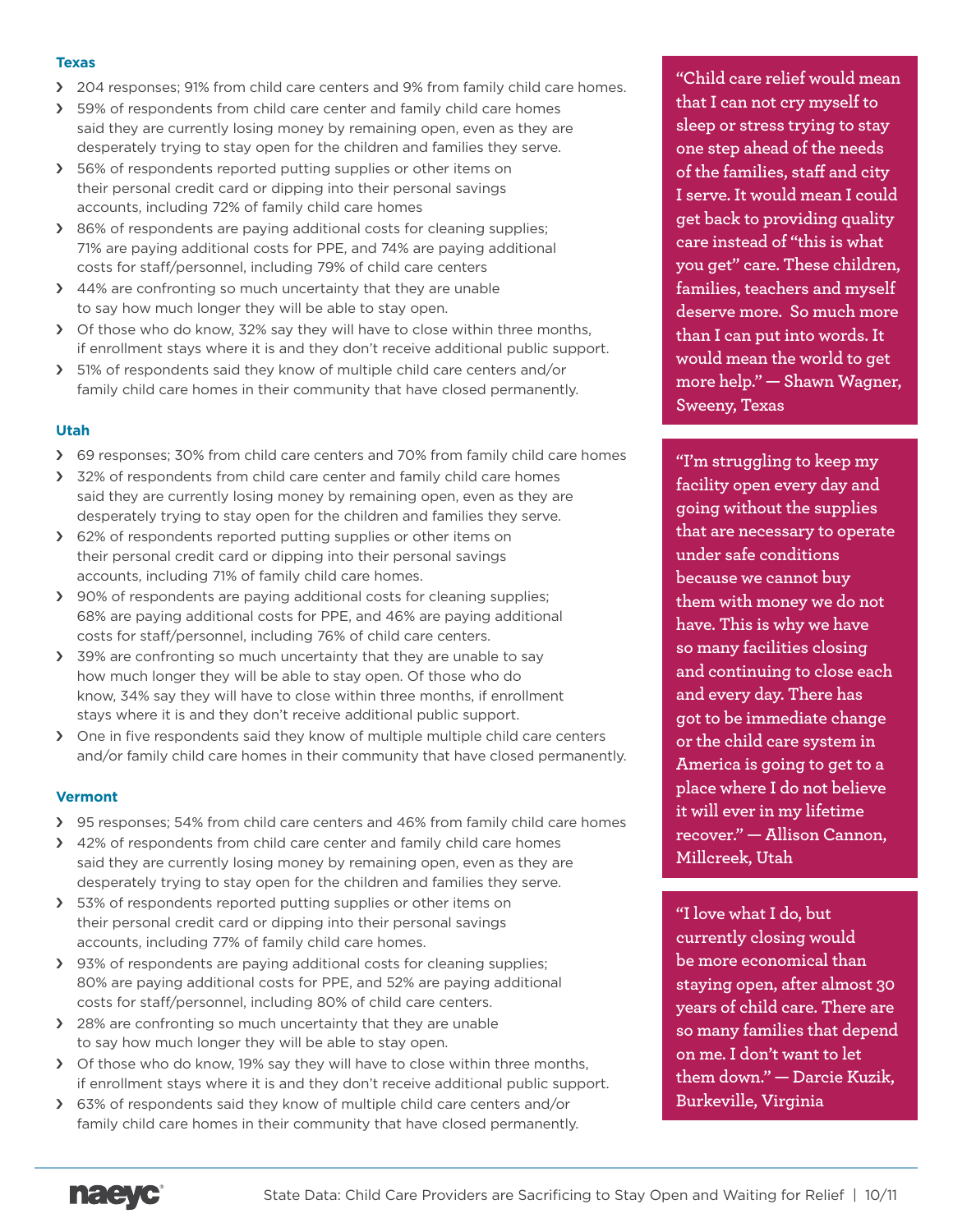### Texas

- 204 responses; 91% from child care centers and 9% from family child care homes.
- 59% of respondents from child care center and family child care homes said they are currently losing money by remaining open, even as they are desperately trying to stay open for the children and families they serve.
- 56% of respondents reported putting supplies or other items on their personal credit card or dipping into their personal savings accounts, including 72% of family child care homes
- 86% of respondents are paying additional costs for cleaning supplies; 71% are paying additional costs for PPE, and 74% are paying additional costs for staff/personnel, including 79% of child care centers
- 44% are confronting so much uncertainty that they are unable to say how much longer they will be able to stay open.
- Of those who do know, 32% say they will have to close within three months, if enrollment stays where it is and they don't receive additional public support.
- 51% of respondents said they know of multiple child care centers and/or family child care homes in their community that have closed permanently.

### Utah

- 69 responses; 30% from child care centers and 70% from family child care homes
- 32% of respondents from child care center and family child care homes said they are currently losing money by remaining open, even as they are desperately trying to stay open for the children and families they serve.
- 62% of respondents reported putting supplies or other items on their personal credit card or dipping into their personal savings accounts, including 71% of family child care homes.
- 90% of respondents are paying additional costs for cleaning supplies; 68% are paying additional costs for PPE, and 46% are paying additional costs for staff/personnel, including 76% of child care centers.
- 39% are confronting so much uncertainty that they are unable to say how much longer they will be able to stay open. Of those who do know, 34% say they will have to close within three months, if enrollment stays where it is and they don't receive additional public support.
- One in five respondents said they know of multiple multiple child care centers and/or family child care homes in their community that have closed permanently.

### Vermont

- 95 responses; 54% from child care centers and 46% from family child care homes
- 42% of respondents from child care center and family child care homes said they are currently losing money by remaining open, even as they are desperately trying to stay open for the children and families they serve.
- 53% of respondents reported putting supplies or other items on their personal credit card or dipping into their personal savings accounts, including 77% of family child care homes.
- 93% of respondents are paying additional costs for cleaning supplies; 80% are paying additional costs for PPE, and 52% are paying additional costs for staff/personnel, including 80% of child care centers.
- 28% are confronting so much uncertainty that they are unable to say how much longer they will be able to stay open.
- Of those who do know, 19% say they will have to close within three months, if enrollment stays where it is and they don't receive additional public support.
- 63% of respondents said they know of multiple child care centers and/or family child care homes in their community that have closed permanently.

> "Child care relief would mean that I can not cry myself to sleep or stress trying to stay one step ahead of the needs of the families, staff and city I serve. It would mean I could get back to providing quality care instead of "this is what you get" care. These children, families, teachers and myself deserve more. So much more than I can put into words. It would mean the world to get more help." — Shawn Wagner, Sweeny, Texas

> "I'm struggling to keep my facility open every day and going without the supplies that are necessary to operate under safe conditions because we cannot buy them with money we do not have. This is why we have so many facilities closing and continuing to close each and every day. There has got to be immediate change or the child care system in America is going to get to a place where I do not believe it will ever in my lifetime recover." — Allison Cannon, Millcreek, Utah

> "I love what I do, but currently closing would be more economical than staying open, after almost 30 years of child care. There are so many families that depend on me. I don't want to let them down." — Darcie Kuzik, Burkeville, Virginia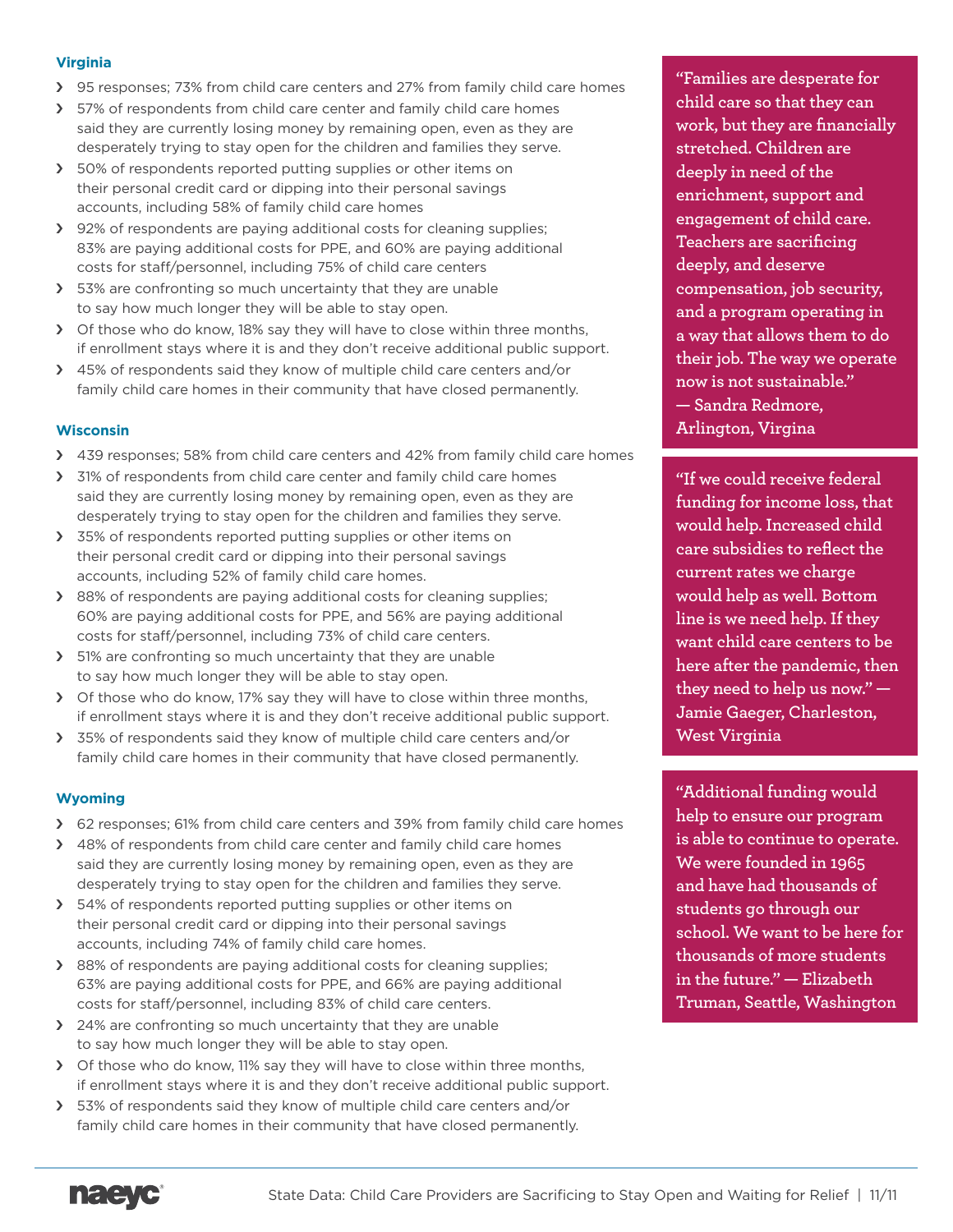### Virginia

- 95 responses; 73% from child care centers and 27% from family child care homes
- 57% of respondents from child care center and family child care homes said they are currently losing money by remaining open, even as they are desperately trying to stay open for the children and families they serve.
- 50% of respondents reported putting supplies or other items on their personal credit card or dipping into their personal savings accounts, including 58% of family child care homes
- 92% of respondents are paying additional costs for cleaning supplies; 83% are paying additional costs for PPE, and 60% are paying additional costs for staff/personnel, including 75% of child care centers
- 53% are confronting so much uncertainty that they are unable to say how much longer they will be able to stay open.
- Of those who do know, 18% say they will have to close within three months, if enrollment stays where it is and they don't receive additional public support.
- 45% of respondents said they know of multiple child care centers and/or family child care homes in their community that have closed permanently.

### Wisconsin

- 439 responses; 58% from child care centers and 42% from family child care homes
- 31% of respondents from child care center and family child care homes said they are currently losing money by remaining open, even as they are desperately trying to stay open for the children and families they serve.
- 35% of respondents reported putting supplies or other items on their personal credit card or dipping into their personal savings accounts, including 52% of family child care homes.
- 88% of respondents are paying additional costs for cleaning supplies; 60% are paying additional costs for PPE, and 56% are paying additional costs for staff/personnel, including 73% of child care centers.
- 51% are confronting so much uncertainty that they are unable to say how much longer they will be able to stay open.
- Of those who do know, 17% say they will have to close within three months, if enrollment stays where it is and they don't receive additional public support.
- 35% of respondents said they know of multiple child care centers and/or family child care homes in their community that have closed permanently.

### Wyoming

- 62 responses; 61% from child care centers and 39% from family child care homes
- 48% of respondents from child care center and family child care homes said they are currently losing money by remaining open, even as they are desperately trying to stay open for the children and families they serve.
- 54% of respondents reported putting supplies or other items on their personal credit card or dipping into their personal savings accounts, including 74% of family child care homes.
- 88% of respondents are paying additional costs for cleaning supplies; 63% are paying additional costs for PPE, and 66% are paying additional costs for staff/personnel, including 83% of child care centers.
- 24% are confronting so much uncertainty that they are unable to say how much longer they will be able to stay open.
- Of those who do know, 11% say they will have to close within three months, if enrollment stays where it is and they don't receive additional public support.
- 53% of respondents said they know of multiple child care centers and/or family child care homes in their community that have closed permanently.

> **"Families are desperate for child care so that they can work, but they are financially stretched. Children are deeply in need of the enrichment, support and engagement of child care. Teachers are sacrificing deeply, and deserve compensation, job security, and a program operating in a way that allows them to do their job. The way we operate now is not sustainable." — Sandra Redmore, Arlington, Virgina**

> **"If we could receive federal funding for income loss, that would help. Increased child care subsidies to reflect the current rates we charge would help as well. Bottom line is we need help. If they want child care centers to be here after the pandemic, then they need to help us now." — Jamie Gaeger, Charleston, West Virginia**

> **"Additional funding would help to ensure our program is able to continue to operate. We were founded in 1965 and have had thousands of students go through our school. We want to be here for thousands of more students in the future." — Elizabeth Truman, Seattle, Washington**